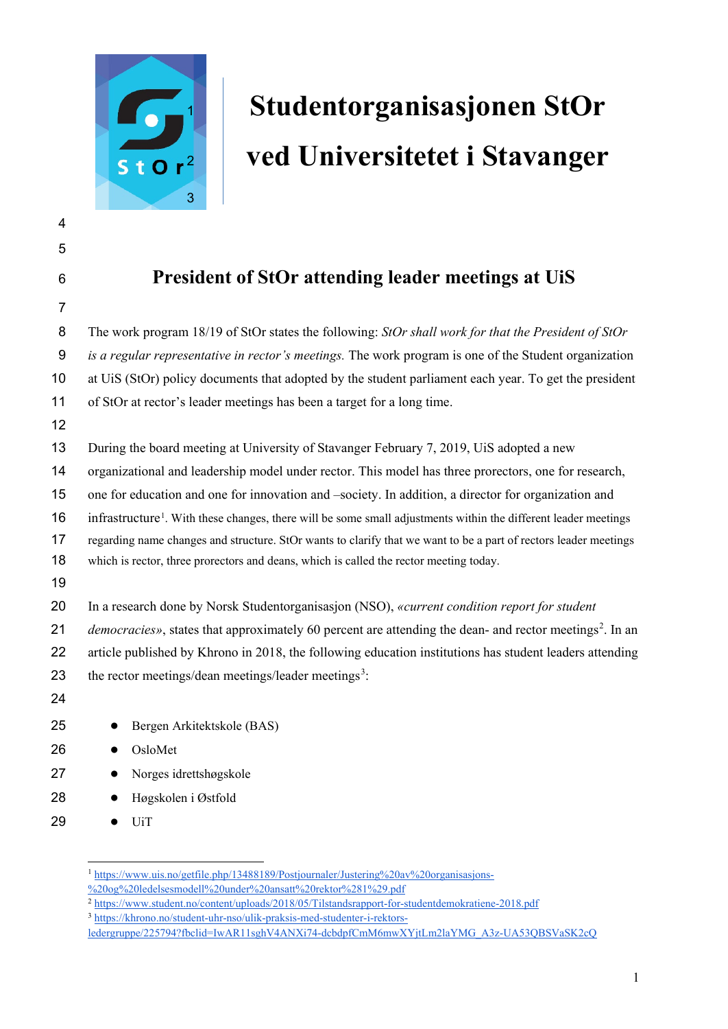# Studentorganisasjonen StOr ved Universitetet i Stavanger

## President of StOr attending leader meetings at UiS

The work program 18/19 of StOr states the following: *StOr shall work for that the President of StOr is a regular representative in rector's meetings.* The work program is one of the Student organization at UiS (StOr) policy documents that adopted by the student parliament each year. To get the president of StOr at rector's leader meetings has been a target for a long time.

During the board meeting at University of Stavanger February 7, 2019, UiS adopted a new organizational and leadership model under rector. This model has three prorectors, one for research, one for education and one for innovation and –society. In addition, a director for organization and infrastructure[1]. With these changes, there will be some small adjustments within the different leader meetings regarding name changes and structure. StOr wants to clarify that we want to be a part of rectors leader meetings which is rector, three prorectors and deans, which is called the rector meeting today.

In a research done by Norsk Studentorganisasjon (NSO), *«current condition report for student democracies»*, states that approximately 60 percent are attending the dean- and rector meetings[2]. In an article published by Khrono in 2018, the following education institutions has student leaders attending the rector meetings/dean meetings/leader meetings[3]:

- Bergen Arkitektskole (BAS)
- OsloMet
- Norges idrettshøgskole
- Høgskolen i Østfold
- UiT

---

[1] https://www.uis.no/getfile.php/13488189/Postjournaler/Justering%20av%20organisasjons-%20og%20ledelsesmodell%20under%20ansatt%20rektor%281%29.pdf

[2] https://www.student.no/content/uploads/2018/05/Tilstandsrapport-for-studentdemokratiene-2018.pdf

[3] https://khrono.no/student-uhr-nso/ulik-praksis-med-studenter-i-rektors-ledergruppe/225794?fbclid=IwAR11sghV4ANXi74-dcbdpfCmM6mwXYjtLm2laYMG_A3z-UA53QBSVaSK2cQ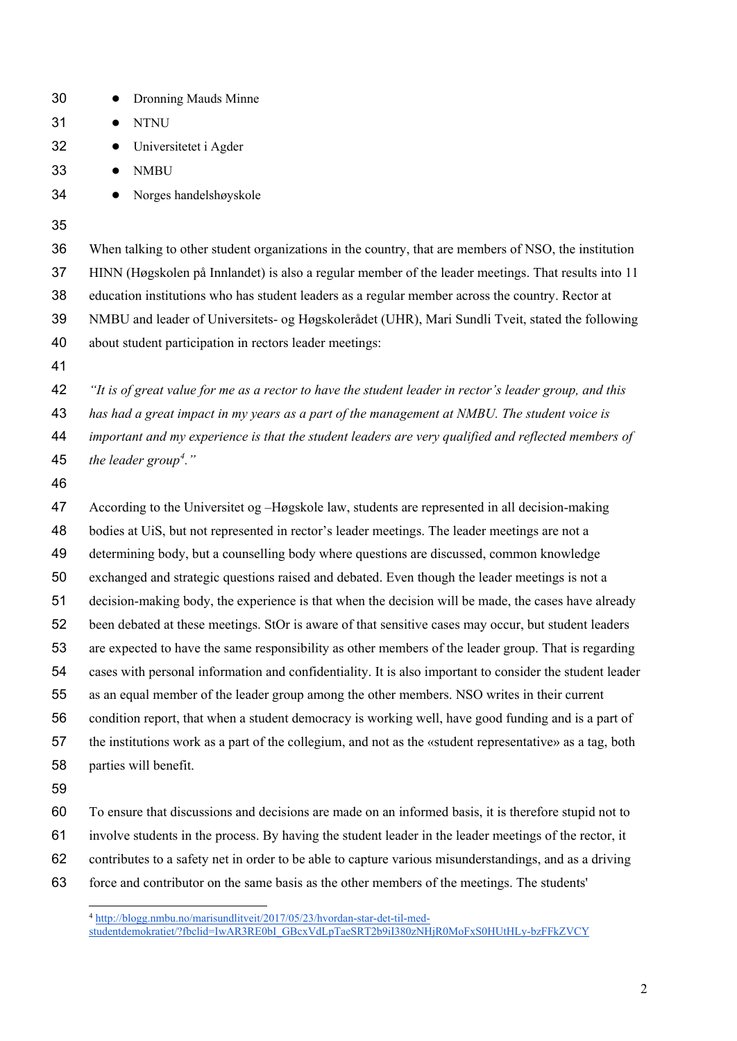- Dronning Mauds Minne
- NTNU
- Universitetet i Agder
- NMBU
- Norges handelshøyskole

When talking to other student organizations in the country, that are members of NSO, the institution HINN (Høgskolen på Innlandet) is also a regular member of the leader meetings. That results into 11 education institutions who has student leaders as a regular member across the country. Rector at NMBU and leader of Universitets- og Høgskolerådet (UHR), Mari Sundli Tveit, stated the following about student participation in rectors leader meetings:

*"It is of great value for me as a rector to have the student leader in rector's leader group, and this has had a great impact in my years as a part of the management at NMBU. The student voice is important and my experience is that the student leaders are very qualified and reflected members of the leader group[4]."*

According to the Universitet og –Høgskole law, students are represented in all decision-making bodies at UiS, but not represented in rector's leader meetings. The leader meetings are not a determining body, but a counselling body where questions are discussed, common knowledge exchanged and strategic questions raised and debated. Even though the leader meetings is not a decision-making body, the experience is that when the decision will be made, the cases have already been debated at these meetings. StOr is aware of that sensitive cases may occur, but student leaders are expected to have the same responsibility as other members of the leader group. That is regarding cases with personal information and confidentiality. It is also important to consider the student leader as an equal member of the leader group among the other members. NSO writes in their current condition report, that when a student democracy is working well, have good funding and is a part of the institutions work as a part of the collegium, and not as the «student representative» as a tag, both parties will benefit.

To ensure that discussions and decisions are made on an informed basis, it is therefore stupid not to involve students in the process. By having the student leader in the leader meetings of the rector, it contributes to a safety net in order to be able to capture various misunderstandings, and as a driving force and contributor on the same basis as the other members of the meetings. The students'

[4] http://blogg.nmbu.no/marisundlitveit/2017/05/23/hvordan-star-det-til-med-studentdemokratiet/?fbclid=IwAR3RE0bI_GBcxVdLpTaeSRT2b9iI380zNHjR0MoFxS0HUtHLy-bzFFkZVCY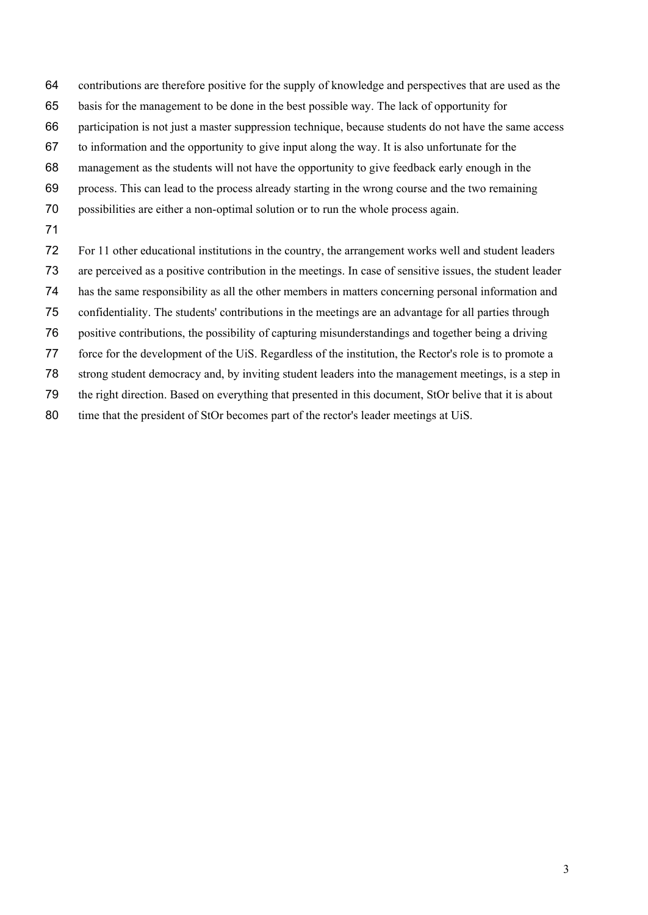contributions are therefore positive for the supply of knowledge and perspectives that are used as the basis for the management to be done in the best possible way. The lack of opportunity for participation is not just a master suppression technique, because students do not have the same access to information and the opportunity to give input along the way. It is also unfortunate for the management as the students will not have the opportunity to give feedback early enough in the process. This can lead to the process already starting in the wrong course and the two remaining possibilities are either a non-optimal solution or to run the whole process again.

For 11 other educational institutions in the country, the arrangement works well and student leaders are perceived as a positive contribution in the meetings. In case of sensitive issues, the student leader has the same responsibility as all the other members in matters concerning personal information and confidentiality. The students' contributions in the meetings are an advantage for all parties through positive contributions, the possibility of capturing misunderstandings and together being a driving force for the development of the UiS. Regardless of the institution, the Rector's role is to promote a strong student democracy and, by inviting student leaders into the management meetings, is a step in the right direction. Based on everything that presented in this document, StOr belive that it is about time that the president of StOr becomes part of the rector's leader meetings at UiS.